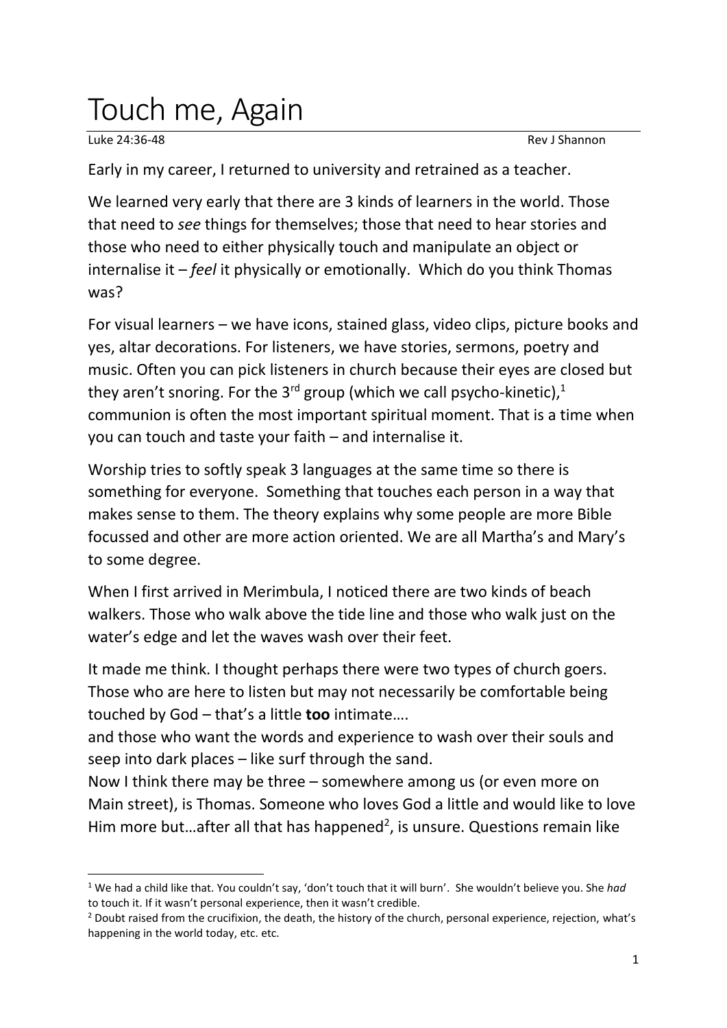# Touch me, Again

Luke 24:36-48 Rev J Shannon

Early in my career, I returned to university and retrained as a teacher.

We learned very early that there are 3 kinds of learners in the world. Those that need to *see* things for themselves; those that need to hear stories and those who need to either physically touch and manipulate an object or internalise it – *feel* it physically or emotionally. Which do you think Thomas was?

For visual learners – we have icons, stained glass, video clips, picture books and yes, altar decorations. For listeners, we have stories, sermons, poetry and music. Often you can pick listeners in church because their eyes are closed but they aren't snoring. For the 3rd group (which we call psycho-kinetic),[1] communion is often the most important spiritual moment. That is a time when you can touch and taste your faith – and internalise it.

Worship tries to softly speak 3 languages at the same time so there is something for everyone. Something that touches each person in a way that makes sense to them. The theory explains why some people are more Bible focussed and other are more action oriented. We are all Martha's and Mary's to some degree.

When I first arrived in Merimbula, I noticed there are two kinds of beach walkers. Those who walk above the tide line and those who walk just on the water's edge and let the waves wash over their feet.

It made me think. I thought perhaps there were two types of church goers. Those who are here to listen but may not necessarily be comfortable being touched by God – that's a little **too** intimate….
and those who want the words and experience to wash over their souls and seep into dark places – like surf through the sand.
Now I think there may be three – somewhere among us (or even more on Main street), is Thomas. Someone who loves God a little and would like to love Him more but…after all that has happened[2], is unsure. Questions remain like

---

[1] We had a child like that. You couldn't say, 'don't touch that it will burn'. She wouldn't believe you. She *had* to touch it. If it wasn't personal experience, then it wasn't credible.

[2] Doubt raised from the crucifixion, the death, the history of the church, personal experience, rejection, what's happening in the world today, etc. etc.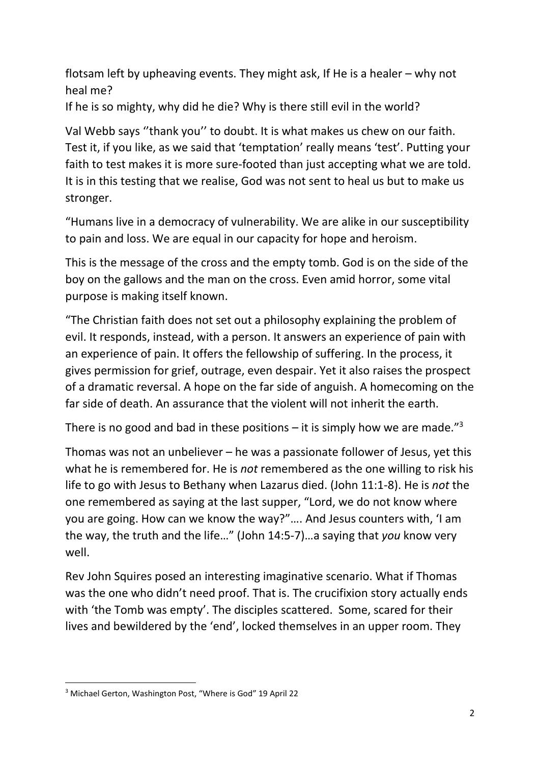flotsam left by upheaving events. They might ask, If He is a healer – why not heal me?
If he is so mighty, why did he die? Why is there still evil in the world?

Val Webb says ''thank you'' to doubt. It is what makes us chew on our faith. Test it, if you like, as we said that 'temptation' really means 'test'. Putting your faith to test makes it is more sure-footed than just accepting what we are told. It is in this testing that we realise, God was not sent to heal us but to make us stronger.

"Humans live in a democracy of vulnerability. We are alike in our susceptibility to pain and loss. We are equal in our capacity for hope and heroism.

This is the message of the cross and the empty tomb. God is on the side of the boy on the gallows and the man on the cross. Even amid horror, some vital purpose is making itself known.

"The Christian faith does not set out a philosophy explaining the problem of evil. It responds, instead, with a person. It answers an experience of pain with an experience of pain. It offers the fellowship of suffering. In the process, it gives permission for grief, outrage, even despair. Yet it also raises the prospect of a dramatic reversal. A hope on the far side of anguish. A homecoming on the far side of death. An assurance that the violent will not inherit the earth.

There is no good and bad in these positions – it is simply how we are made."[3]

Thomas was not an unbeliever – he was a passionate follower of Jesus, yet this what he is remembered for. He is *not* remembered as the one willing to risk his life to go with Jesus to Bethany when Lazarus died. (John 11:1-8). He is *not* the one remembered as saying at the last supper, "Lord, we do not know where you are going. How can we know the way?"…. And Jesus counters with, 'I am the way, the truth and the life…" (John 14:5-7)…a saying that *you* know very well.

Rev John Squires posed an interesting imaginative scenario. What if Thomas was the one who didn't need proof. That is. The crucifixion story actually ends with 'the Tomb was empty'. The disciples scattered. Some, scared for their lives and bewildered by the 'end', locked themselves in an upper room. They

---

[3] Michael Gerton, Washington Post, "Where is God" 19 April 22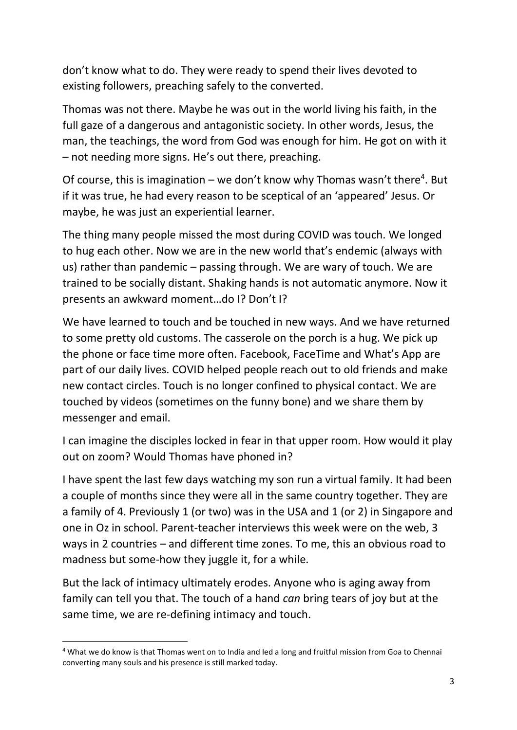don't know what to do. They were ready to spend their lives devoted to existing followers, preaching safely to the converted.

Thomas was not there. Maybe he was out in the world living his faith, in the full gaze of a dangerous and antagonistic society. In other words, Jesus, the man, the teachings, the word from God was enough for him. He got on with it – not needing more signs. He's out there, preaching.

Of course, this is imagination – we don't know why Thomas wasn't there[4]. But if it was true, he had every reason to be sceptical of an 'appeared' Jesus. Or maybe, he was just an experiential learner.

The thing many people missed the most during COVID was touch. We longed to hug each other. Now we are in the new world that's endemic (always with us) rather than pandemic – passing through. We are wary of touch. We are trained to be socially distant. Shaking hands is not automatic anymore. Now it presents an awkward moment…do I? Don't I?

We have learned to touch and be touched in new ways. And we have returned to some pretty old customs. The casserole on the porch is a hug. We pick up the phone or face time more often. Facebook, FaceTime and What's App are part of our daily lives. COVID helped people reach out to old friends and make new contact circles. Touch is no longer confined to physical contact. We are touched by videos (sometimes on the funny bone) and we share them by messenger and email.

I can imagine the disciples locked in fear in that upper room. How would it play out on zoom? Would Thomas have phoned in?

I have spent the last few days watching my son run a virtual family. It had been a couple of months since they were all in the same country together. They are a family of 4. Previously 1 (or two) was in the USA and 1 (or 2) in Singapore and one in Oz in school. Parent-teacher interviews this week were on the web, 3 ways in 2 countries – and different time zones. To me, this an obvious road to madness but some-how they juggle it, for a while.

But the lack of intimacy ultimately erodes. Anyone who is aging away from family can tell you that. The touch of a hand *can* bring tears of joy but at the same time, we are re-defining intimacy and touch.

---

[4] What we do know is that Thomas went on to India and led a long and fruitful mission from Goa to Chennai converting many souls and his presence is still marked today.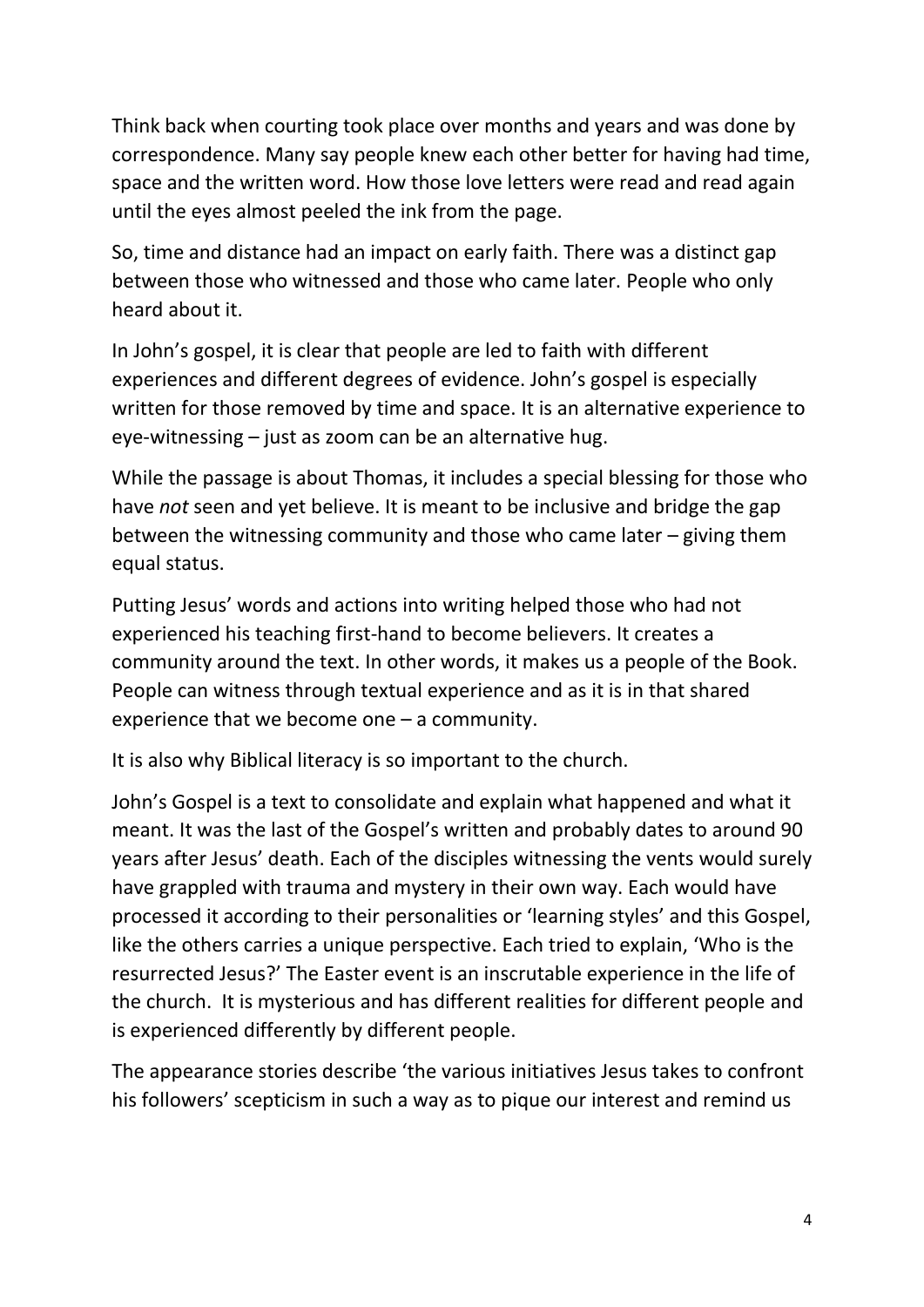Think back when courting took place over months and years and was done by correspondence. Many say people knew each other better for having had time, space and the written word. How those love letters were read and read again until the eyes almost peeled the ink from the page.

So, time and distance had an impact on early faith. There was a distinct gap between those who witnessed and those who came later. People who only heard about it.

In John's gospel, it is clear that people are led to faith with different experiences and different degrees of evidence. John's gospel is especially written for those removed by time and space. It is an alternative experience to eye-witnessing – just as zoom can be an alternative hug.

While the passage is about Thomas, it includes a special blessing for those who have *not* seen and yet believe. It is meant to be inclusive and bridge the gap between the witnessing community and those who came later – giving them equal status.

Putting Jesus' words and actions into writing helped those who had not experienced his teaching first-hand to become believers. It creates a community around the text. In other words, it makes us a people of the Book. People can witness through textual experience and as it is in that shared experience that we become one – a community.

It is also why Biblical literacy is so important to the church.

John's Gospel is a text to consolidate and explain what happened and what it meant. It was the last of the Gospel's written and probably dates to around 90 years after Jesus' death. Each of the disciples witnessing the vents would surely have grappled with trauma and mystery in their own way. Each would have processed it according to their personalities or 'learning styles' and this Gospel, like the others carries a unique perspective. Each tried to explain, 'Who is the resurrected Jesus?' The Easter event is an inscrutable experience in the life of the church. It is mysterious and has different realities for different people and is experienced differently by different people.

The appearance stories describe 'the various initiatives Jesus takes to confront his followers' scepticism in such a way as to pique our interest and remind us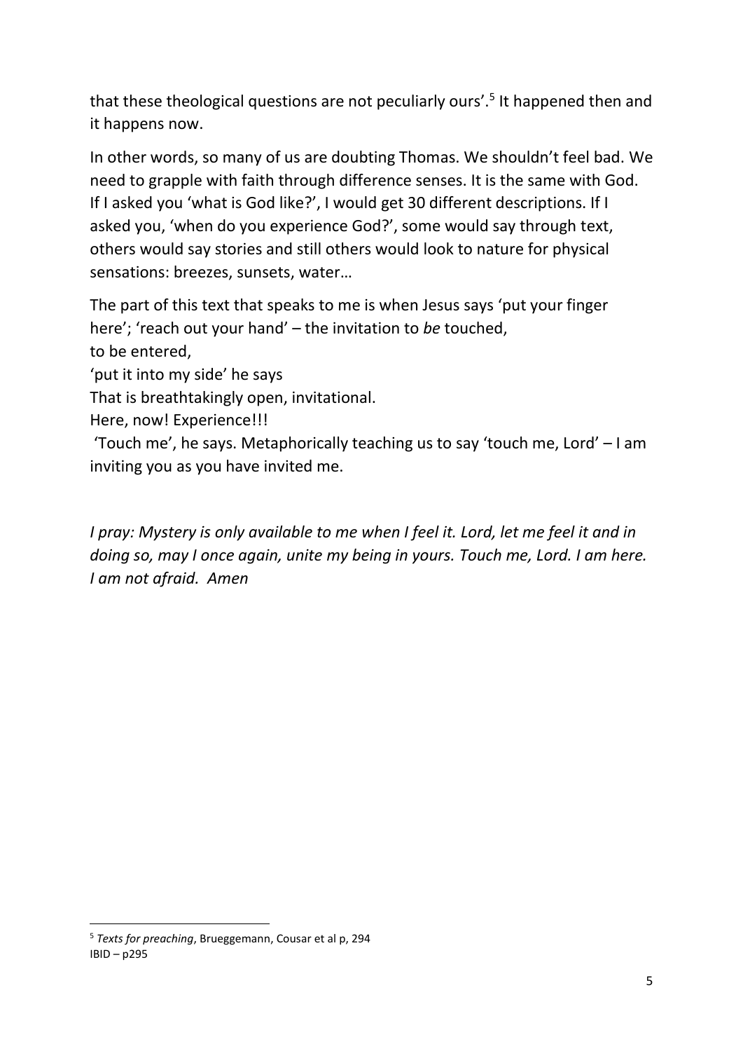that these theological questions are not peculiarly ours'.[5] It happened then and it happens now.

In other words, so many of us are doubting Thomas. We shouldn't feel bad. We need to grapple with faith through difference senses. It is the same with God. If I asked you 'what is God like?', I would get 30 different descriptions. If I asked you, 'when do you experience God?', some would say through text, others would say stories and still others would look to nature for physical sensations: breezes, sunsets, water…

The part of this text that speaks to me is when Jesus says 'put your finger here'; 'reach out your hand' – the invitation to *be* touched,
to be entered,
'put it into my side' he says
That is breathtakingly open, invitational.
Here, now! Experience!!!
'Touch me', he says. Metaphorically teaching us to say 'touch me, Lord' – I am inviting you as you have invited me.

*I pray: Mystery is only available to me when I feel it. Lord, let me feel it and in doing so, may I once again, unite my being in yours. Touch me, Lord. I am here. I am not afraid. Amen*

---

[5] *Texts for preaching*, Brueggemann, Cousar et al p, 294
IBID – p295